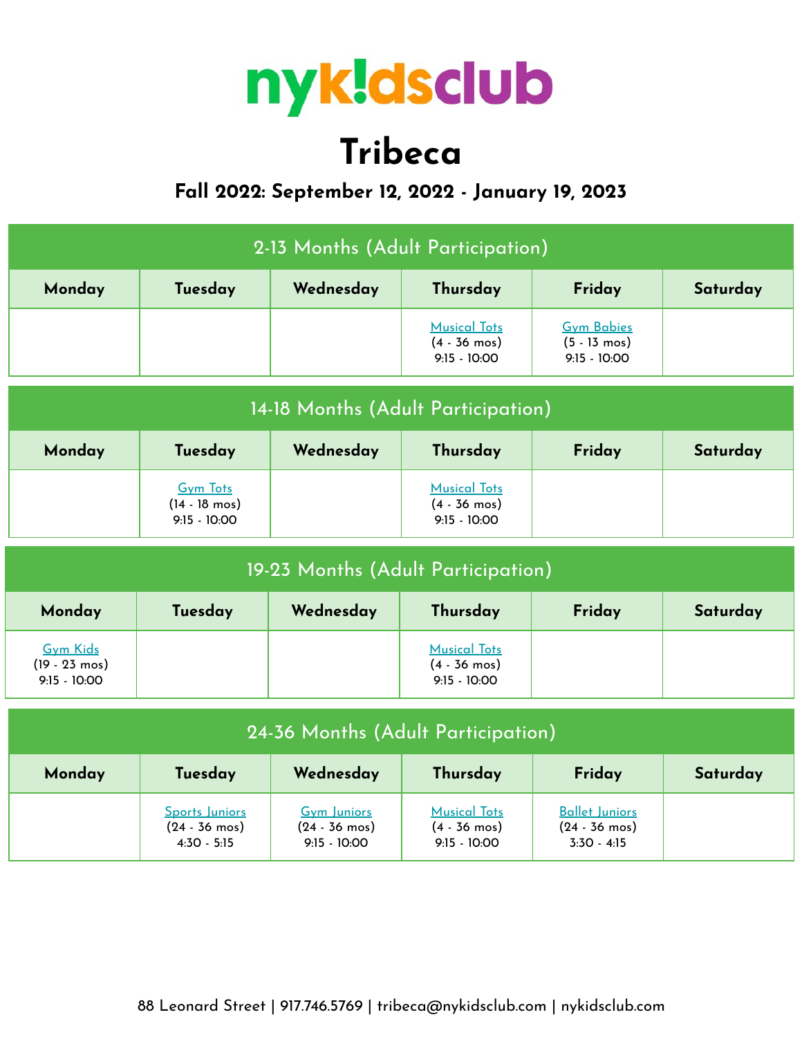# nyk!dsclub

## Tribeca

### Fall 2022: September 12, 2022 - January 19, 2023

| 2-13 Months (Adult Participation) | | | | | |
|---|---|---|---|---|---|
| **Monday** | **Tuesday** | **Wednesday** | **Thursday** | **Friday** | **Saturday** |
| | | | Musical Tots (4 - 36 mos) 9:15 - 10:00 | Gym Babies (5 - 13 mos) 9:15 - 10:00 | |

| 14-18 Months (Adult Participation) | | | | | |
|---|---|---|---|---|---|
| **Monday** | **Tuesday** | **Wednesday** | **Thursday** | **Friday** | **Saturday** |
| | Gym Tots (14 - 18 mos) 9:15 - 10:00 | | Musical Tots (4 - 36 mos) 9:15 - 10:00 | | |

| 19-23 Months (Adult Participation) | | | | | |
|---|---|---|---|---|---|
| **Monday** | **Tuesday** | **Wednesday** | **Thursday** | **Friday** | **Saturday** |
| Gym Kids (19 - 23 mos) 9:15 - 10:00 | | | Musical Tots (4 - 36 mos) 9:15 - 10:00 | | |

| 24-36 Months (Adult Participation) | | | | | |
|---|---|---|---|---|---|
| **Monday** | **Tuesday** | **Wednesday** | **Thursday** | **Friday** | **Saturday** |
| | Sports Juniors (24 - 36 mos) 4:30 - 5:15 | Gym Juniors (24 - 36 mos) 9:15 - 10:00 | Musical Tots (4 - 36 mos) 9:15 - 10:00 | Ballet Juniors (24 - 36 mos) 3:30 - 4:15 | |

88 Leonard Street | 917.746.5769 | tribeca@nykidsclub.com | nykidsclub.com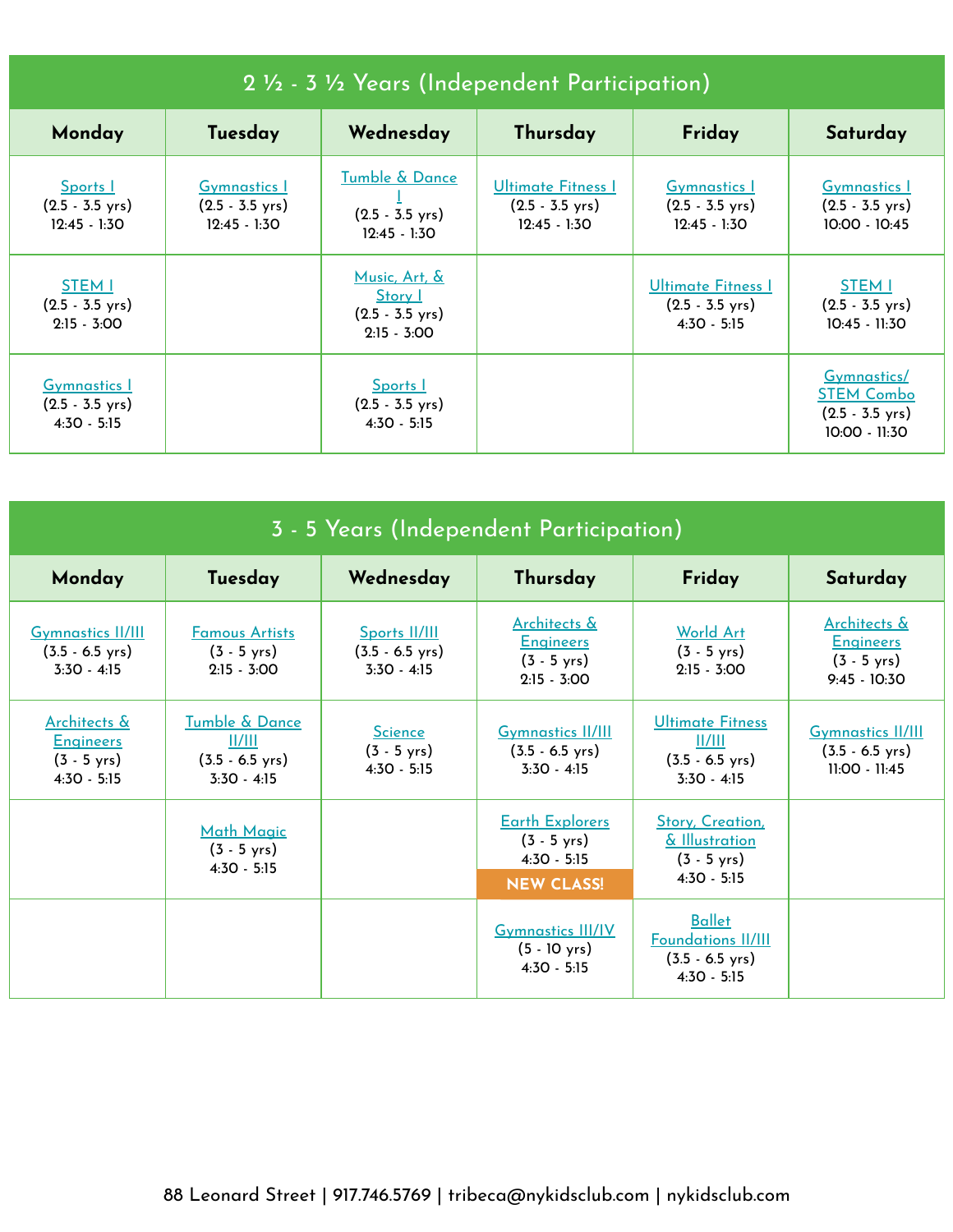## 2 ½ - 3 ½ Years (Independent Participation)

| Monday | Tuesday | Wednesday | Thursday | Friday | Saturday |
|---|---|---|---|---|---|
| Sports I (2.5 - 3.5 yrs) 12:45 - 1:30 | Gymnastics I (2.5 - 3.5 yrs) 12:45 - 1:30 | Tumble & Dance I (2.5 - 3.5 yrs) 12:45 - 1:30 | Ultimate Fitness I (2.5 - 3.5 yrs) 12:45 - 1:30 | Gymnastics I (2.5 - 3.5 yrs) 12:45 - 1:30 | Gymnastics I (2.5 - 3.5 yrs) 10:00 - 10:45 |
| STEM I (2.5 - 3.5 yrs) 2:15 - 3:00 | | Music, Art, & Story I (2.5 - 3.5 yrs) 2:15 - 3:00 | | Ultimate Fitness I (2.5 - 3.5 yrs) 4:30 - 5:15 | STEM I (2.5 - 3.5 yrs) 10:45 - 11:30 |
| Gymnastics I (2.5 - 3.5 yrs) 4:30 - 5:15 | | Sports I (2.5 - 3.5 yrs) 4:30 - 5:15 | | | Gymnastics/ STEM Combo (2.5 - 3.5 yrs) 10:00 - 11:30 |

## 3 - 5 Years (Independent Participation)

| Monday | Tuesday | Wednesday | Thursday | Friday | Saturday |
|---|---|---|---|---|---|
| Gymnastics II/III (3.5 - 6.5 yrs) 3:30 - 4:15 | Famous Artists (3 - 5 yrs) 2:15 - 3:00 | Sports II/III (3.5 - 6.5 yrs) 3:30 - 4:15 | Architects & Engineers (3 - 5 yrs) 2:15 - 3:00 | World Art (3 - 5 yrs) 2:15 - 3:00 | Architects & Engineers (3 - 5 yrs) 9:45 - 10:30 |
| Architects & Engineers (3 - 5 yrs) 4:30 - 5:15 | Tumble & Dance II/III (3.5 - 6.5 yrs) 3:30 - 4:15 | Science (3 - 5 yrs) 4:30 - 5:15 | Gymnastics II/III (3.5 - 6.5 yrs) 3:30 - 4:15 | Ultimate Fitness II/III (3.5 - 6.5 yrs) 3:30 - 4:15 | Gymnastics II/III (3.5 - 6.5 yrs) 11:00 - 11:45 |
| | Math Magic (3 - 5 yrs) 4:30 - 5:15 | | Earth Explorers (3 - 5 yrs) 4:30 - 5:15 NEW CLASS! | Story, Creation, & Illustration (3 - 5 yrs) 4:30 - 5:15 | |
| | | | Gymnastics III/IV (5 - 10 yrs) 4:30 - 5:15 | Ballet Foundations II/III (3.5 - 6.5 yrs) 4:30 - 5:15 | |

88 Leonard Street | 917.746.5769 | tribeca@nykidsclub.com | nykidsclub.com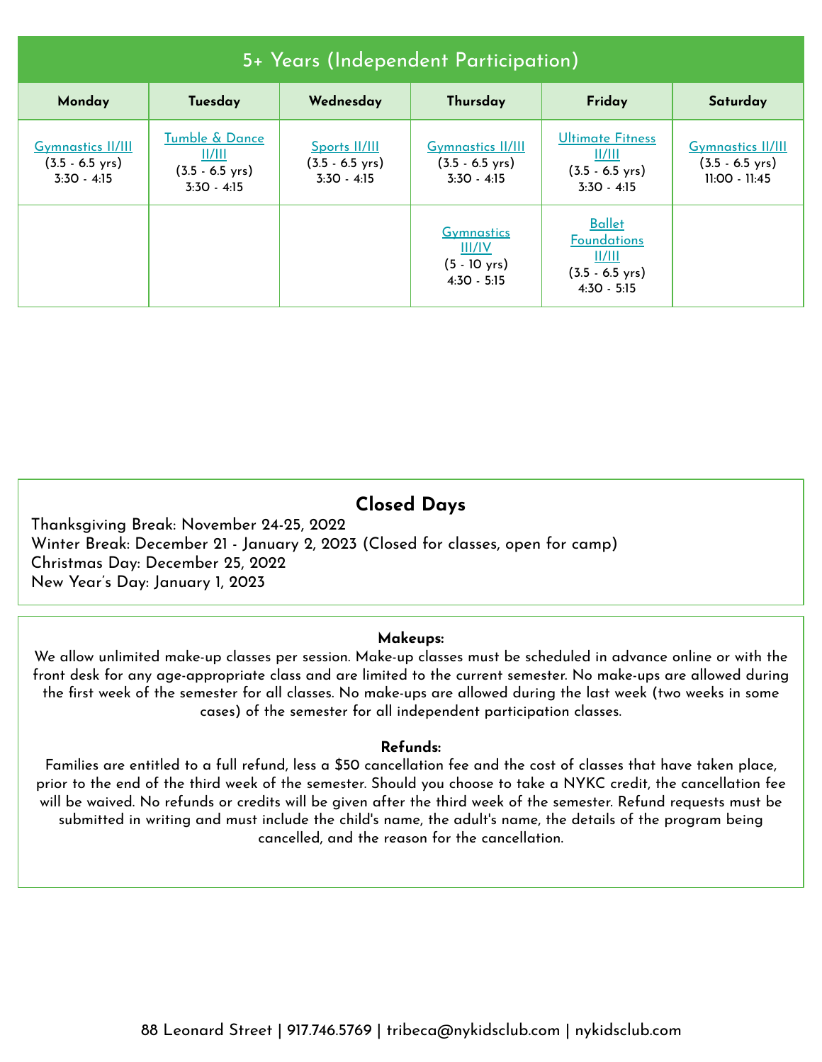| 5+ Years (Independent Participation) | | | | | |
|---|---|---|---|---|---|
| **Monday** | **Tuesday** | **Wednesday** | **Thursday** | **Friday** | **Saturday** |
| Gymnastics II/III (3.5 - 6.5 yrs) 3:30 - 4:15 | Tumble & Dance II/III (3.5 - 6.5 yrs) 3:30 - 4:15 | Sports II/III (3.5 - 6.5 yrs) 3:30 - 4:15 | Gymnastics II/III (3.5 - 6.5 yrs) 3:30 - 4:15 | Ultimate Fitness II/III (3.5 - 6.5 yrs) 3:30 - 4:15 | Gymnastics II/III (3.5 - 6.5 yrs) 11:00 - 11:45 |
| | | | Gymnastics III/IV (5 - 10 yrs) 4:30 - 5:15 | Ballet Foundations II/III (3.5 - 6.5 yrs) 4:30 - 5:15 | |

## Closed Days

Thanksgiving Break: November 24-25, 2022
Winter Break: December 21 - January 2, 2023 (Closed for classes, open for camp)
Christmas Day: December 25, 2022
New Year's Day: January 1, 2023

**Makeups:**

We allow unlimited make-up classes per session. Make-up classes must be scheduled in advance online or with the front desk for any age-appropriate class and are limited to the current semester. No make-ups are allowed during the first week of the semester for all classes. No make-ups are allowed during the last week (two weeks in some cases) of the semester for all independent participation classes.

**Refunds:**

Families are entitled to a full refund, less a $50 cancellation fee and the cost of classes that have taken place, prior to the end of the third week of the semester. Should you choose to take a NYKC credit, the cancellation fee will be waived. No refunds or credits will be given after the third week of the semester. Refund requests must be submitted in writing and must include the child's name, the adult's name, the details of the program being cancelled, and the reason for the cancellation.

88 Leonard Street | 917.746.5769 | tribeca@nykidsclub.com | nykidsclub.com